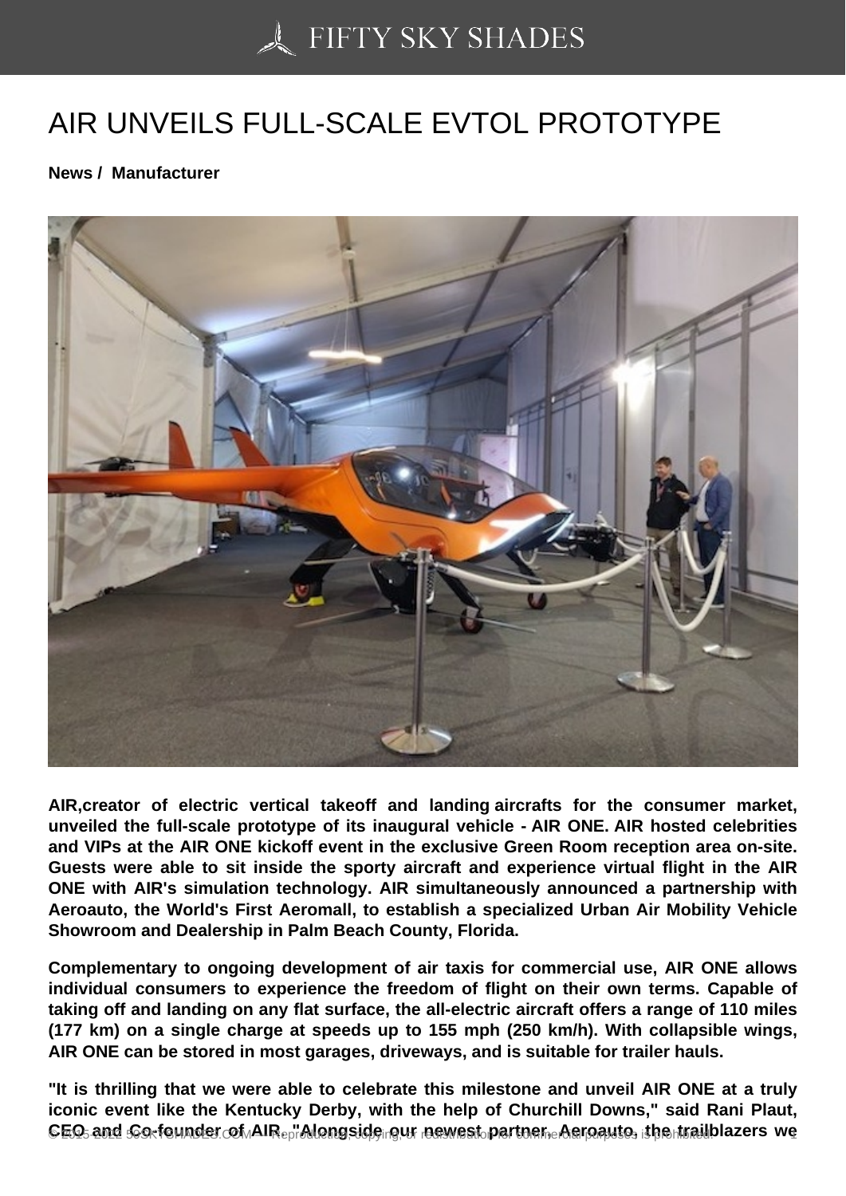# AIR UNVEILS FULL-SCALE EVTOL PROTOTYPE

**News / Manufacturer**

**AIR,creator of electric vertical takeoff and landing aircrafts for the consumer market, unveiled the full-scale prototype of its inaugural vehicle - AIR ONE. AIR hosted celebrities and VIPs at the AIR ONE kickoff event in the exclusive Green Room reception area on-site. Guests were able to sit inside the sporty aircraft and experience virtual flight in the AIR ONE with AIR's simulation technology. AIR simultaneously announced a partnership with Aeroauto, the World's First Aeromall, to establish a specialized Urban Air Mobility Vehicle Showroom and Dealership in Palm Beach County, Florida.**

**Complementary to ongoing development of air taxis for commercial use, AIR ONE allows individual consumers to experience the freedom of flight on their own terms. Capable of taking off and landing on any flat surface, the all-electric aircraft offers a range of 110 miles (177 km) on a single charge at speeds up to 155 mph (250 km/h). With collapsible wings, AIR ONE can be stored in most garages, driveways, and is suitable for trailer hauls.**

**"It is thrilling that we were able to celebrate this milestone and unveil AIR ONE at a truly iconic event like the Kentucky Derby, with the help of Churchill Downs," said Rani Plaut, CEO and Co-founder of AIR. "Alongside our newest partner, Aeroauto, the trailblazers we**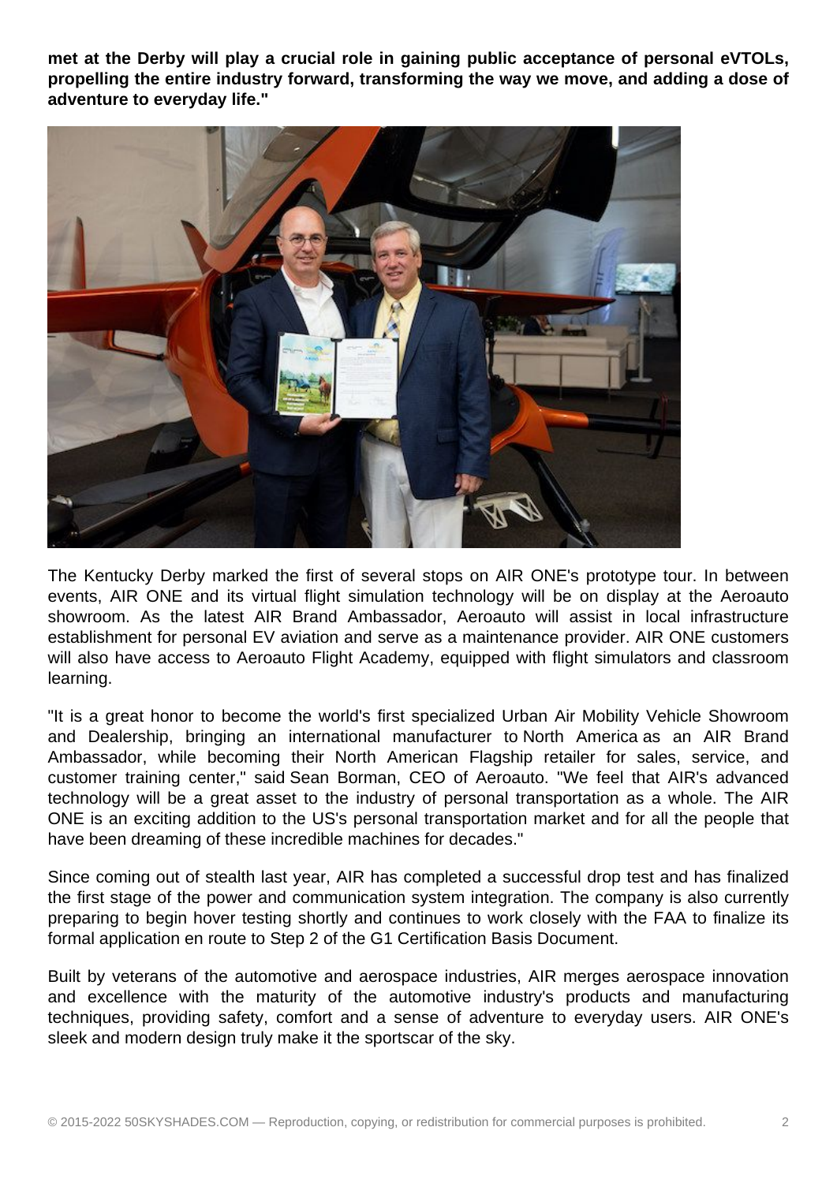**met at the Derby will play a crucial role in gaining public acceptance of personal eVTOLs, propelling the entire industry forward, transforming the way we move, and adding a dose of adventure to everyday life."**

The Kentucky Derby marked the first of several stops on AIR ONE's prototype tour. In between events, AIR ONE and its virtual flight simulation technology will be on display at the Aeroauto showroom. As the latest AIR Brand Ambassador, Aeroauto will assist in local infrastructure establishment for personal EV aviation and serve as a maintenance provider. AIR ONE customers will also have access to Aeroauto Flight Academy, equipped with flight simulators and classroom learning.

"It is a great honor to become the world's first specialized Urban Air Mobility Vehicle Showroom and Dealership, bringing an international manufacturer to North America as an AIR Brand Ambassador, while becoming their North American Flagship retailer for sales, service, and customer training center," said Sean Borman, CEO of Aeroauto. "We feel that AIR's advanced technology will be a great asset to the industry of personal transportation as a whole. The AIR ONE is an exciting addition to the US's personal transportation market and for all the people that have been dreaming of these incredible machines for decades."

Since coming out of stealth last year, AIR has completed a successful drop test and has finalized the first stage of the power and communication system integration. The company is also currently preparing to begin hover testing shortly and continues to work closely with the FAA to finalize its formal application en route to Step 2 of the G1 Certification Basis Document.

Built by veterans of the automotive and aerospace industries, AIR merges aerospace innovation and excellence with the maturity of the automotive industry's products and manufacturing techniques, providing safety, comfort and a sense of adventure to everyday users. AIR ONE's sleek and modern design truly make it the sportscar of the sky.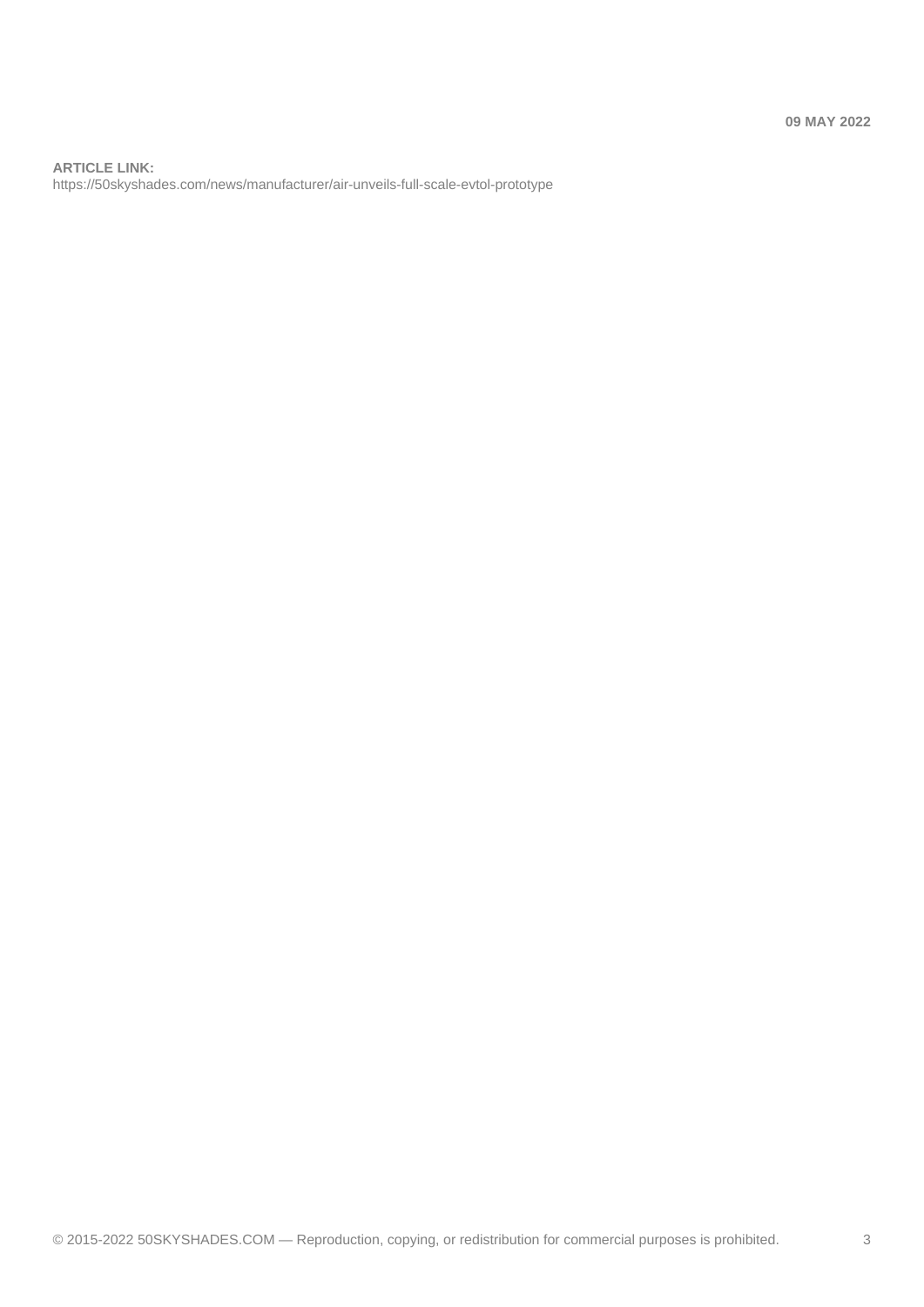**09 MAY 2022**

**ARTICLE LINK:**
https://50skyshades.com/news/manufacturer/air-unveils-full-scale-evtol-prototype